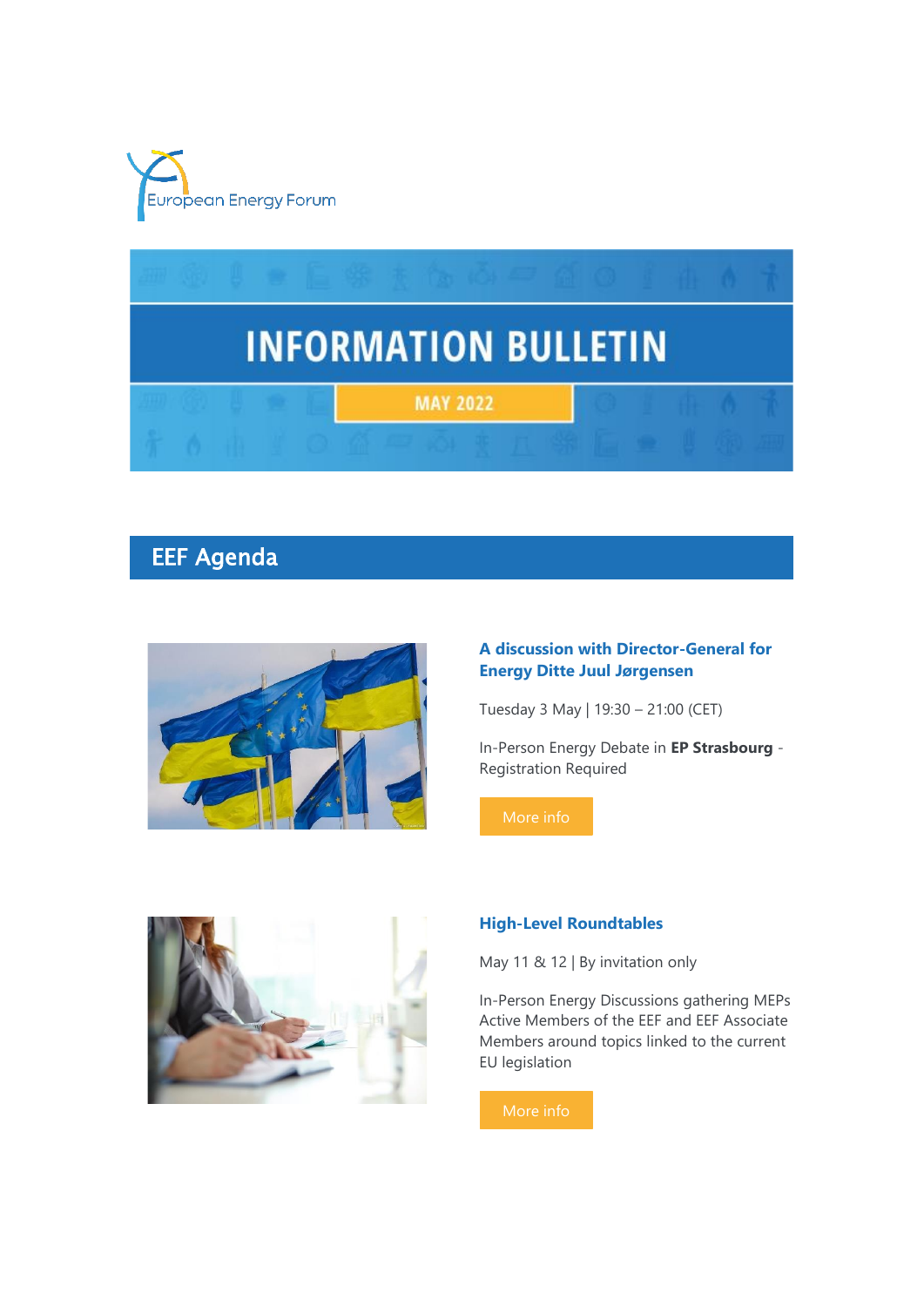European Energy Forum

# INFORMATION BULLETIN

MAY 2022

## EEF Agenda

### A discussion with Director-General for Energy Ditte Juul Jørgensen

Tuesday 3 May | 19:30 – 21:00 (CET)

In-Person Energy Debate in **EP Strasbourg** - Registration Required

More info

### High-Level Roundtables

May 11 & 12 | By invitation only

In-Person Energy Discussions gathering MEPs Active Members of the EEF and EEF Associate Members around topics linked to the current EU legislation

More info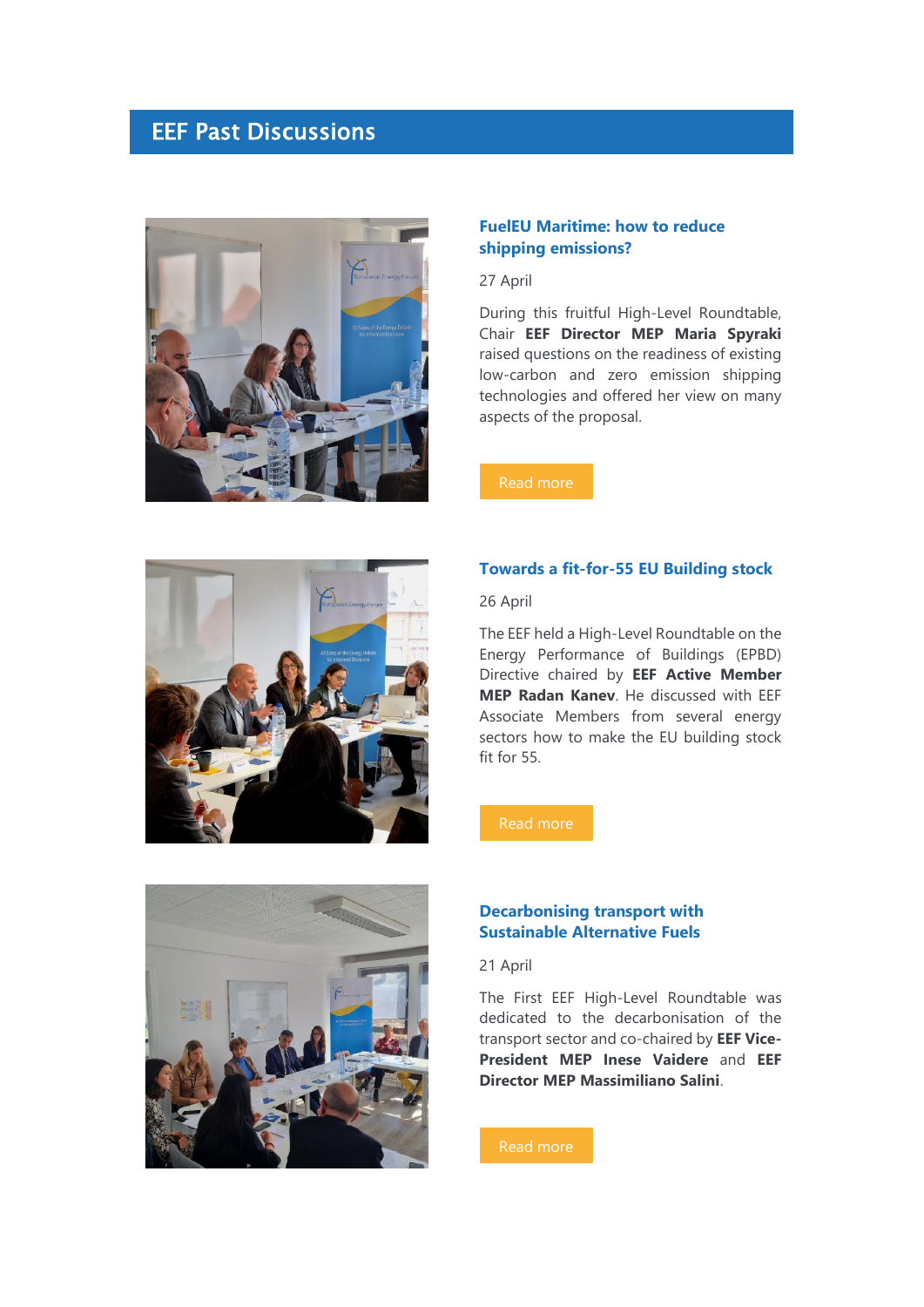## EEF Past Discussions

### FuelEU Maritime: how to reduce shipping emissions?

27 April

During this fruitful High-Level Roundtable, Chair **EEF Director MEP Maria Spyraki** raised questions on the readiness of existing low-carbon and zero emission shipping technologies and offered her view on many aspects of the proposal.

Read more

### Towards a fit-for-55 EU Building stock

26 April

The EEF held a High-Level Roundtable on the Energy Performance of Buildings (EPBD) Directive chaired by **EEF Active Member MEP Radan Kanev**. He discussed with EEF Associate Members from several energy sectors how to make the EU building stock fit for 55.

Read more

### Decarbonising transport with Sustainable Alternative Fuels

21 April

The First EEF High-Level Roundtable was dedicated to the decarbonisation of the transport sector and co-chaired by **EEF Vice-President MEP Inese Vaidere** and **EEF Director MEP Massimiliano Salini**.

Read more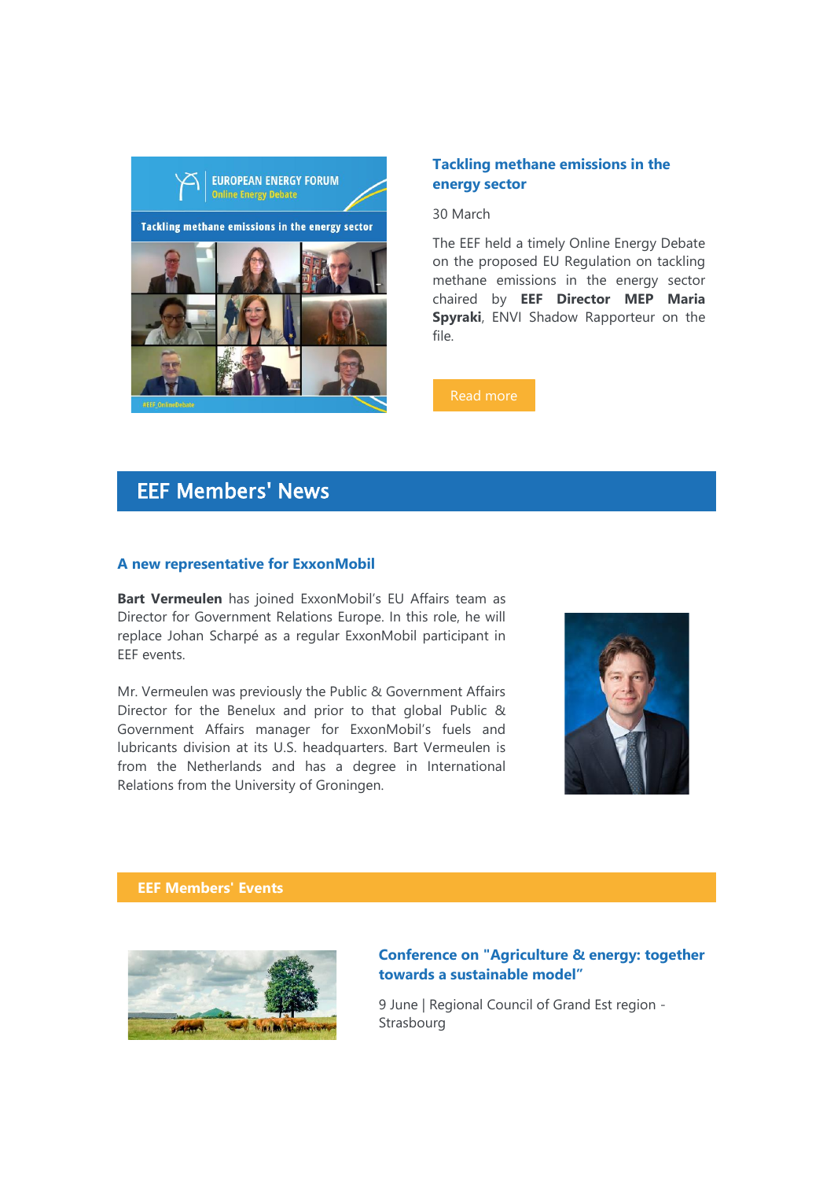### Tackling methane emissions in the energy sector

30 March

The EEF held a timely Online Energy Debate on the proposed EU Regulation on tackling methane emissions in the energy sector chaired by **EEF Director MEP Maria Spyraki**, ENVI Shadow Rapporteur on the file.

Read more

## EEF Members' News

### A new representative for ExxonMobil

**Bart Vermeulen** has joined ExxonMobil's EU Affairs team as Director for Government Relations Europe. In this role, he will replace Johan Scharpé as a regular ExxonMobil participant in EEF events.

Mr. Vermeulen was previously the Public & Government Affairs Director for the Benelux and prior to that global Public & Government Affairs manager for ExxonMobil's fuels and lubricants division at its U.S. headquarters. Bart Vermeulen is from the Netherlands and has a degree in International Relations from the University of Groningen.

## EEF Members' Events

### Conference on "Agriculture & energy: together towards a sustainable model"

9 June | Regional Council of Grand Est region - Strasbourg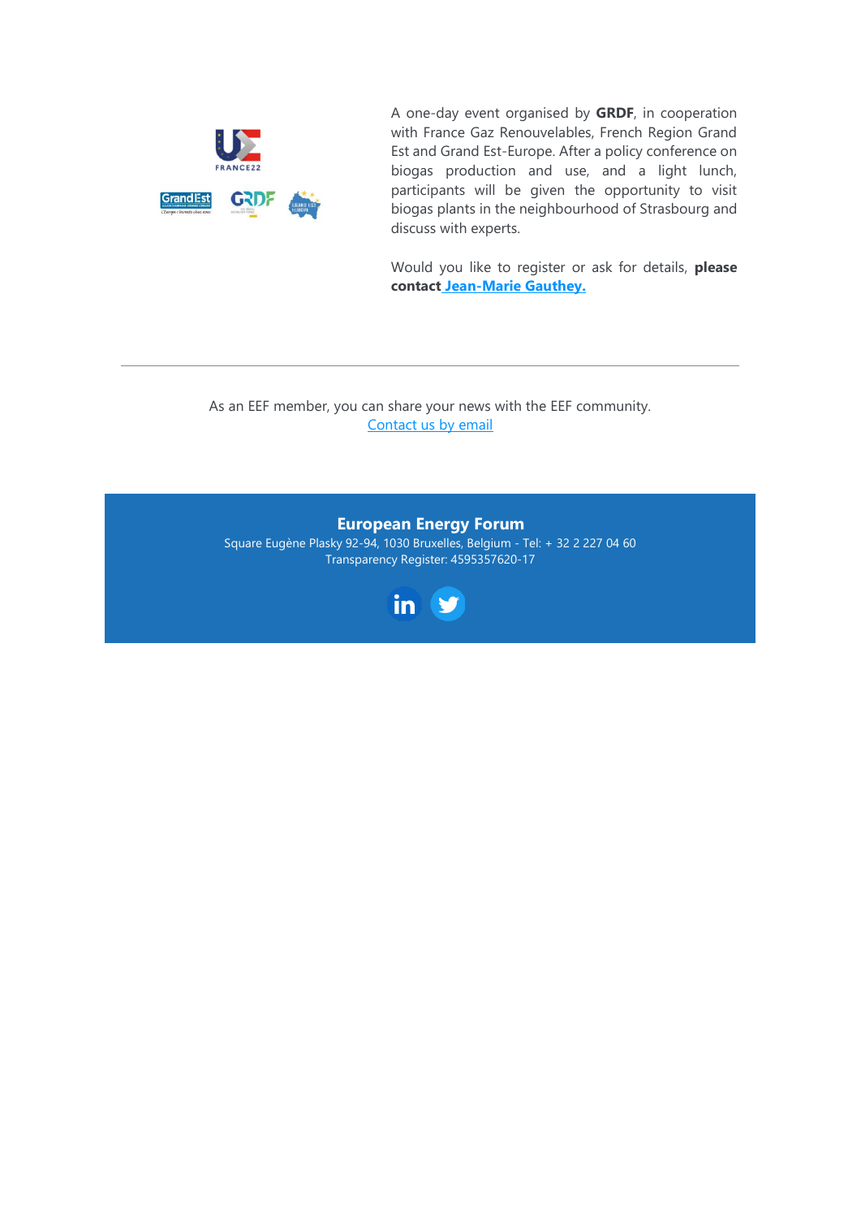A one-day event organised by **GRDF**, in cooperation with France Gaz Renouvelables, French Region Grand Est and Grand Est-Europe. After a policy conference on biogas production and use, and a light lunch, participants will be given the opportunity to visit biogas plants in the neighbourhood of Strasbourg and discuss with experts.

Would you like to register or ask for details, **please contact** **Jean-Marie Gauthey.**

---

As an EEF member, you can share your news with the EEF community.
Contact us by email

**European Energy Forum**
Square Eugène Plasky 92-94, 1030 Bruxelles, Belgium - Tel: + 32 2 227 04 60
Transparency Register: 4595357620-17